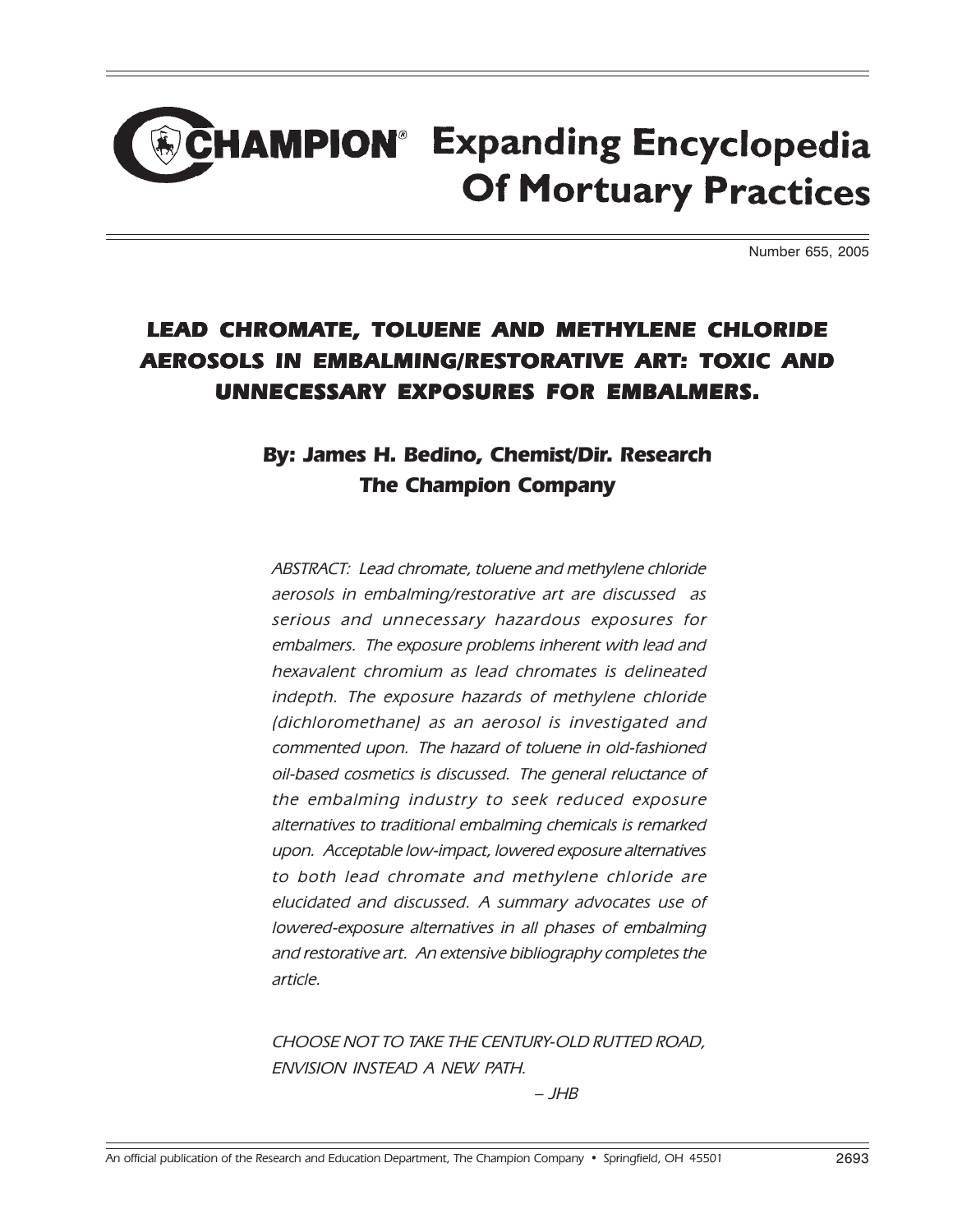# CHAMPION® Expanding Encyclopedia Of Mortuary Practices

Number 655, 2005

## LEAD CHROMATE, TOLUENE AND METHYLENE CHLORIDE AEROSOLS IN EMBALMING/RESTORATIVE ART: TOXIC AND UNNECESSARY EXPOSURES FOR EMBALMERS.

### By: James H. Bedino, Chemist/Dir. Research
### The Champion Company

*ABSTRACT: Lead chromate, toluene and methylene chloride aerosols in embalming/restorative art are discussed as serious and unnecessary hazardous exposures for embalmers. The exposure problems inherent with lead and hexavalent chromium as lead chromates is delineated indepth. The exposure hazards of methylene chloride (dichloromethane) as an aerosol is investigated and commented upon. The hazard of toluene in old-fashioned oil-based cosmetics is discussed. The general reluctance of the embalming industry to seek reduced exposure alternatives to traditional embalming chemicals is remarked upon. Acceptable low-impact, lowered exposure alternatives to both lead chromate and methylene chloride are elucidated and discussed. A summary advocates use of lowered-exposure alternatives in all phases of embalming and restorative art. An extensive bibliography completes the article.*

*CHOOSE NOT TO TAKE THE CENTURY-OLD RUTTED ROAD, ENVISION INSTEAD A NEW PATH.*

*– JHB*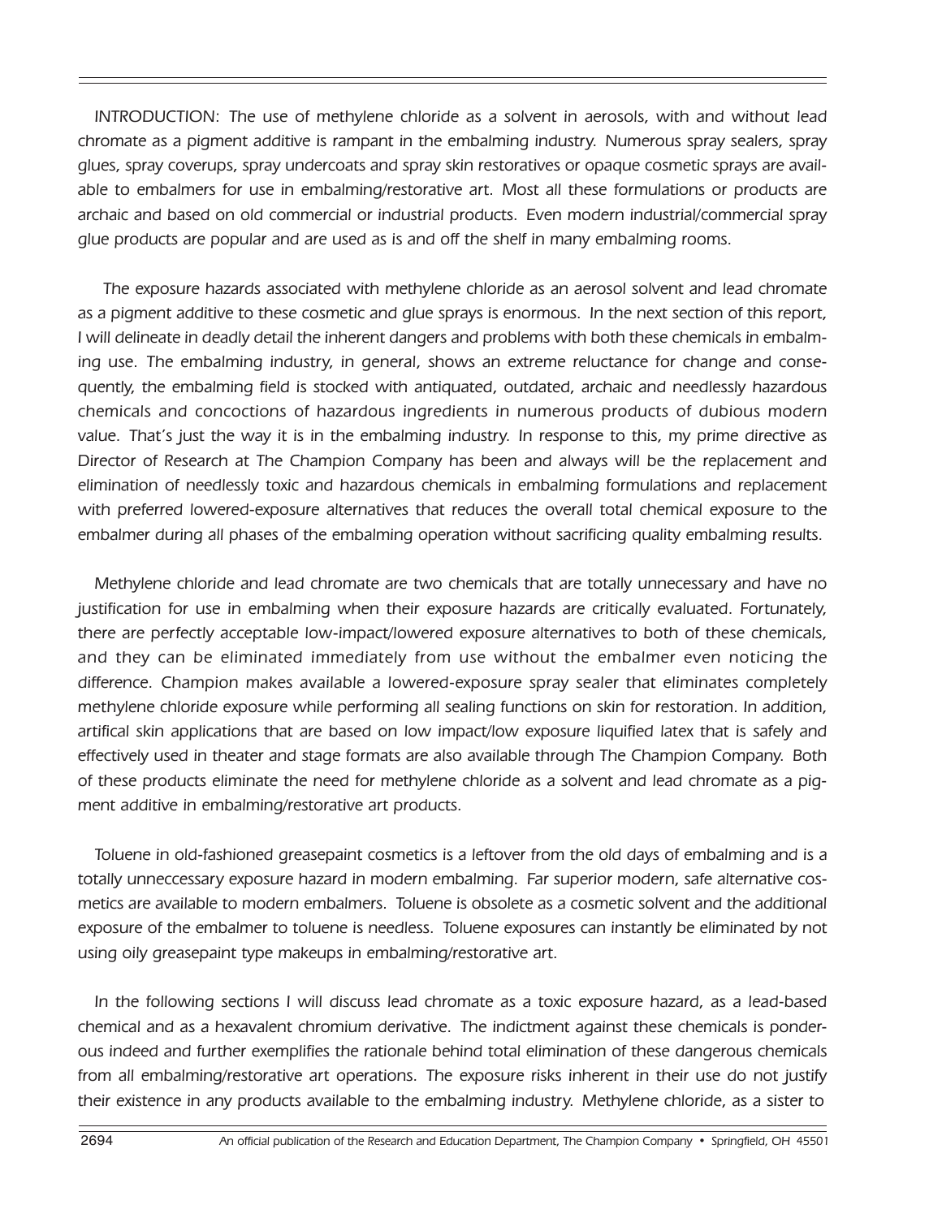*INTRODUCTION: The use of methylene chloride as a solvent in aerosols, with and without lead chromate as a pigment additive is rampant in the embalming industry. Numerous spray sealers, spray glues, spray coverups, spray undercoats and spray skin restoratives or opaque cosmetic sprays are available to embalmers for use in embalming/restorative art. Most all these formulations or products are archaic and based on old commercial or industrial products. Even modern industrial/commercial spray glue products are popular and are used as is and off the shelf in many embalming rooms.*

*The exposure hazards associated with methylene chloride as an aerosol solvent and lead chromate as a pigment additive to these cosmetic and glue sprays is enormous. In the next section of this report, I will delineate in deadly detail the inherent dangers and problems with both these chemicals in embalming use. The embalming industry, in general, shows an extreme reluctance for change and consequently, the embalming field is stocked with antiquated, outdated, archaic and needlessly hazardous chemicals and concoctions of hazardous ingredients in numerous products of dubious modern value. That's just the way it is in the embalming industry. In response to this, my prime directive as Director of Research at The Champion Company has been and always will be the replacement and elimination of needlessly toxic and hazardous chemicals in embalming formulations and replacement with preferred lowered-exposure alternatives that reduces the overall total chemical exposure to the embalmer during all phases of the embalming operation without sacrificing quality embalming results.*

*Methylene chloride and lead chromate are two chemicals that are totally unnecessary and have no justification for use in embalming when their exposure hazards are critically evaluated. Fortunately, there are perfectly acceptable low-impact/lowered exposure alternatives to both of these chemicals, and they can be eliminated immediately from use without the embalmer even noticing the difference. Champion makes available a lowered-exposure spray sealer that eliminates completely methylene chloride exposure while performing all sealing functions on skin for restoration. In addition, artifical skin applications that are based on low impact/low exposure liquified latex that is safely and effectively used in theater and stage formats are also available through The Champion Company. Both of these products eliminate the need for methylene chloride as a solvent and lead chromate as a pigment additive in embalming/restorative art products.*

*Toluene in old-fashioned greasepaint cosmetics is a leftover from the old days of embalming and is a totally unneccessary exposure hazard in modern embalming. Far superior modern, safe alternative cosmetics are available to modern embalmers. Toluene is obsolete as a cosmetic solvent and the additional exposure of the embalmer to toluene is needless. Toluene exposures can instantly be eliminated by not using oily greasepaint type makeups in embalming/restorative art.*

*In the following sections I will discuss lead chromate as a toxic exposure hazard, as a lead-based chemical and as a hexavalent chromium derivative. The indictment against these chemicals is ponderous indeed and further exemplifies the rationale behind total elimination of these dangerous chemicals from all embalming/restorative art operations. The exposure risks inherent in their use do not justify their existence in any products available to the embalming industry. Methylene chloride, as a sister to*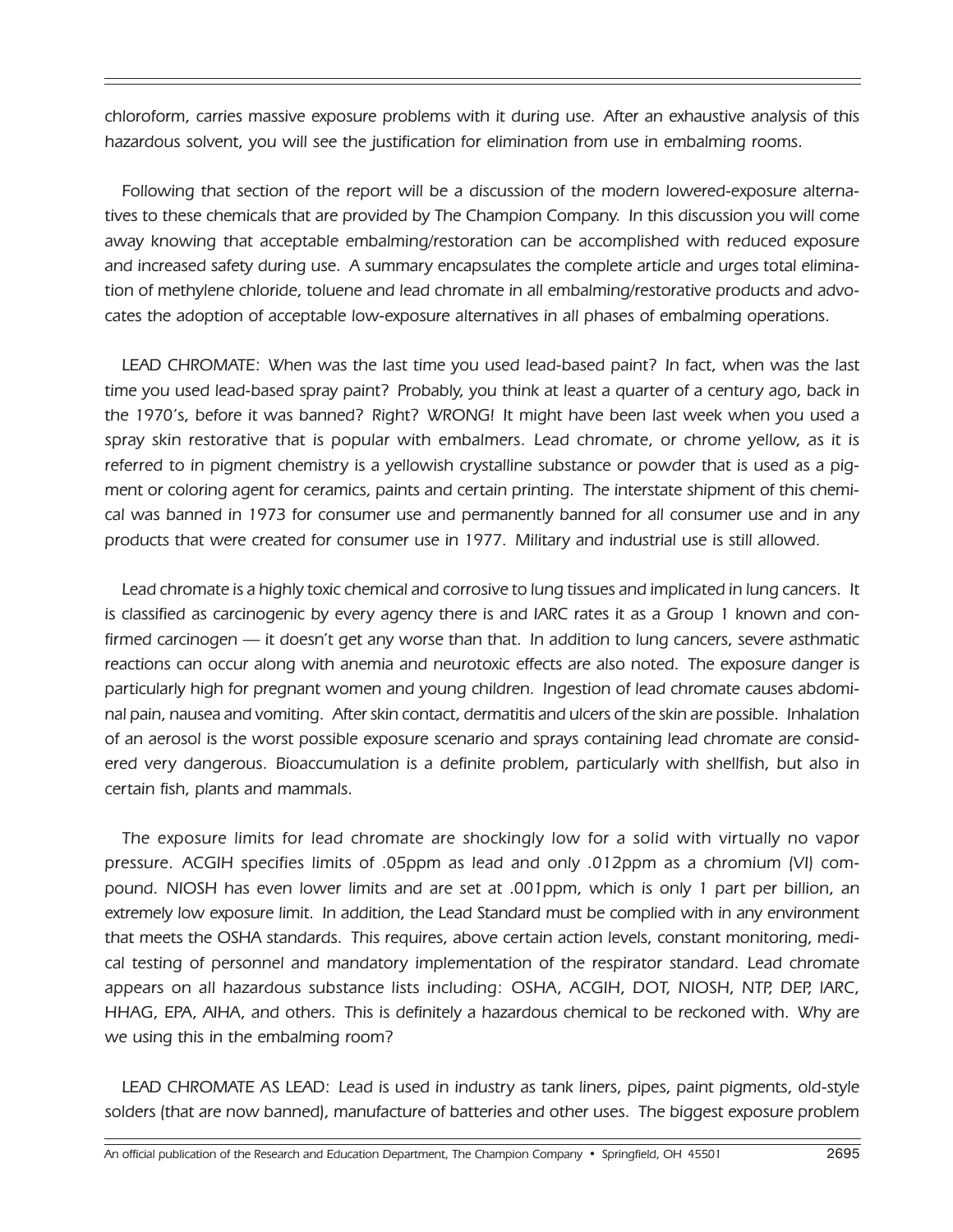*chloroform, carries massive exposure problems with it during use. After an exhaustive analysis of this hazardous solvent, you will see the justification for elimination from use in embalming rooms.*

*Following that section of the report will be a discussion of the modern lowered-exposure alternatives to these chemicals that are provided by The Champion Company. In this discussion you will come away knowing that acceptable embalming/restoration can be accomplished with reduced exposure and increased safety during use. A summary encapsulates the complete article and urges total elimination of methylene chloride, toluene and lead chromate in all embalming/restorative products and advocates the adoption of acceptable low-exposure alternatives in all phases of embalming operations.*

*LEAD CHROMATE: When was the last time you used lead-based paint? In fact, when was the last time you used lead-based spray paint? Probably, you think at least a quarter of a century ago, back in the 1970's, before it was banned? Right? WRONG! It might have been last week when you used a spray skin restorative that is popular with embalmers. Lead chromate, or chrome yellow, as it is referred to in pigment chemistry is a yellowish crystalline substance or powder that is used as a pigment or coloring agent for ceramics, paints and certain printing. The interstate shipment of this chemical was banned in 1973 for consumer use and permanently banned for all consumer use and in any products that were created for consumer use in 1977. Military and industrial use is still allowed.*

*Lead chromate is a highly toxic chemical and corrosive to lung tissues and implicated in lung cancers. It is classified as carcinogenic by every agency there is and IARC rates it as a Group 1 known and confirmed carcinogen — it doesn't get any worse than that. In addition to lung cancers, severe asthmatic reactions can occur along with anemia and neurotoxic effects are also noted. The exposure danger is particularly high for pregnant women and young children. Ingestion of lead chromate causes abdominal pain, nausea and vomiting. After skin contact, dermatitis and ulcers of the skin are possible. Inhalation of an aerosol is the worst possible exposure scenario and sprays containing lead chromate are considered very dangerous. Bioaccumulation is a definite problem, particularly with shellfish, but also in certain fish, plants and mammals.*

*The exposure limits for lead chromate are shockingly low for a solid with virtually no vapor pressure. ACGIH specifies limits of .05ppm as lead and only .012ppm as a chromium (VI) compound. NIOSH has even lower limits and are set at .001ppm, which is only 1 part per billion, an extremely low exposure limit. In addition, the Lead Standard must be complied with in any environment that meets the OSHA standards. This requires, above certain action levels, constant monitoring, medical testing of personnel and mandatory implementation of the respirator standard. Lead chromate appears on all hazardous substance lists including: OSHA, ACGIH, DOT, NIOSH, NTP, DEP, IARC, HHAG, EPA, AIHA, and others. This is definitely a hazardous chemical to be reckoned with. Why are we using this in the embalming room?*

*LEAD CHROMATE AS LEAD: Lead is used in industry as tank liners, pipes, paint pigments, old-style solders (that are now banned), manufacture of batteries and other uses. The biggest exposure problem*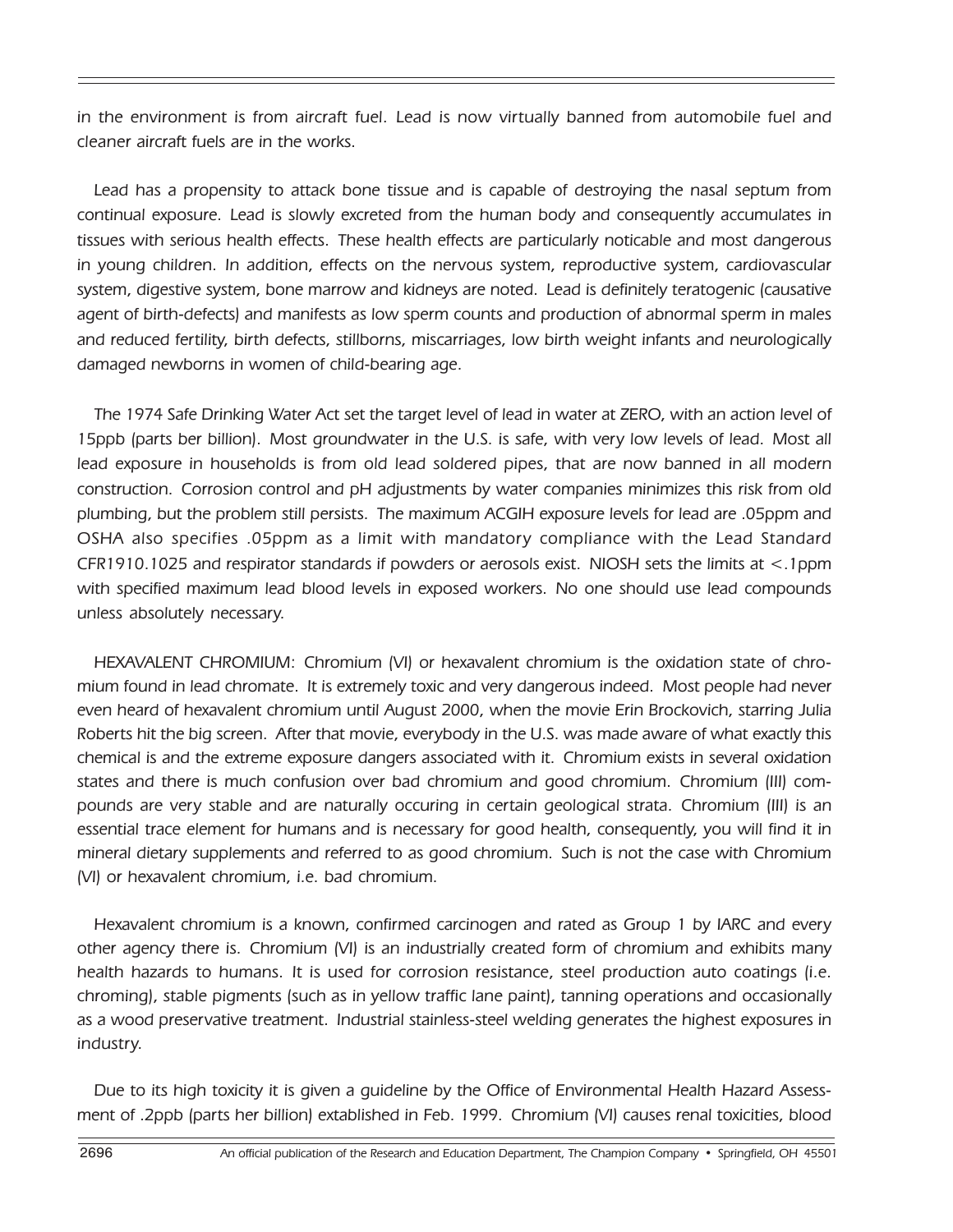in the environment is from aircraft fuel. Lead is now virtually banned from automobile fuel and cleaner aircraft fuels are in the works.

Lead has a propensity to attack bone tissue and is capable of destroying the nasal septum from continual exposure. Lead is slowly excreted from the human body and consequently accumulates in tissues with serious health effects. These health effects are particularly noticable and most dangerous in young children. In addition, effects on the nervous system, reproductive system, cardiovascular system, digestive system, bone marrow and kidneys are noted. Lead is definitely teratogenic (causative agent of birth-defects) and manifests as low sperm counts and production of abnormal sperm in males and reduced fertility, birth defects, stillborns, miscarriages, low birth weight infants and neurologically damaged newborns in women of child-bearing age.

The 1974 Safe Drinking Water Act set the target level of lead in water at ZERO, with an action level of 15ppb (parts ber billion). Most groundwater in the U.S. is safe, with very low levels of lead. Most all lead exposure in households is from old lead soldered pipes, that are now banned in all modern construction. Corrosion control and pH adjustments by water companies minimizes this risk from old plumbing, but the problem still persists. The maximum ACGIH exposure levels for lead are .05ppm and OSHA also specifies .05ppm as a limit with mandatory compliance with the Lead Standard CFR1910.1025 and respirator standards if powders or aerosols exist. NIOSH sets the limits at <.1ppm with specified maximum lead blood levels in exposed workers. No one should use lead compounds unless absolutely necessary.

HEXAVALENT CHROMIUM: Chromium (VI) or hexavalent chromium is the oxidation state of chromium found in lead chromate. It is extremely toxic and very dangerous indeed. Most people had never even heard of hexavalent chromium until August 2000, when the movie Erin Brockovich, starring Julia Roberts hit the big screen. After that movie, everybody in the U.S. was made aware of what exactly this chemical is and the extreme exposure dangers associated with it. Chromium exists in several oxidation states and there is much confusion over bad chromium and good chromium. Chromium (III) compounds are very stable and are naturally occuring in certain geological strata. Chromium (III) is an essential trace element for humans and is necessary for good health, consequently, you will find it in mineral dietary supplements and referred to as good chromium. Such is not the case with Chromium (VI) or hexavalent chromium, i.e. bad chromium.

Hexavalent chromium is a known, confirmed carcinogen and rated as Group 1 by IARC and every other agency there is. Chromium (VI) is an industrially created form of chromium and exhibits many health hazards to humans. It is used for corrosion resistance, steel production auto coatings (i.e. chroming), stable pigments (such as in yellow traffic lane paint), tanning operations and occasionally as a wood preservative treatment. Industrial stainless-steel welding generates the highest exposures in industry.

Due to its high toxicity it is given a guideline by the Office of Environmental Health Hazard Assessment of .2ppb (parts her billion) extablished in Feb. 1999. Chromium (VI) causes renal toxicities, blood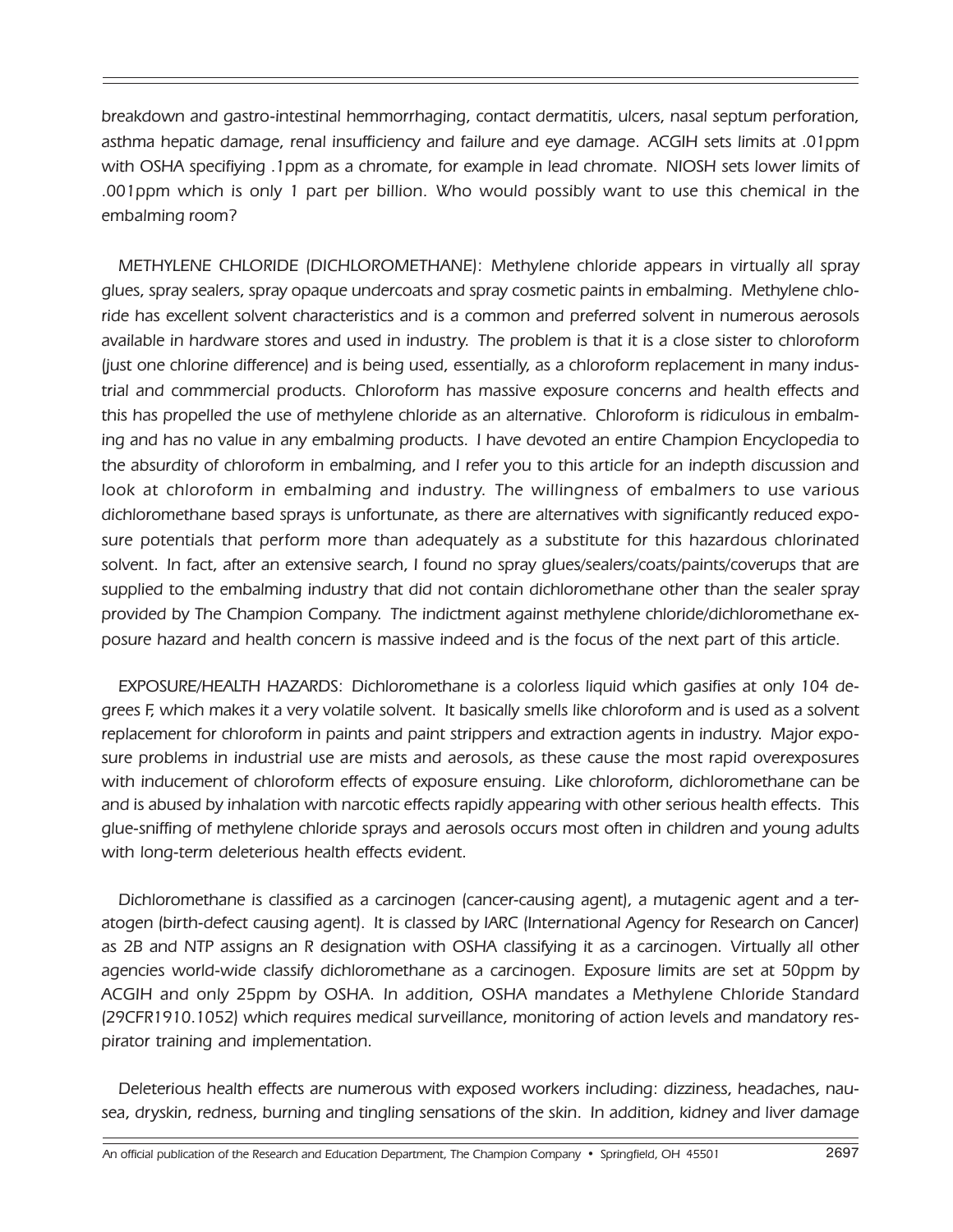breakdown and gastro-intestinal hemmorrhaging, contact dermatitis, ulcers, nasal septum perforation, asthma hepatic damage, renal insufficiency and failure and eye damage. ACGIH sets limits at .01ppm with OSHA specifiying .1ppm as a chromate, for example in lead chromate. NIOSH sets lower limits of .001ppm which is only 1 part per billion. Who would possibly want to use this chemical in the embalming room?

METHYLENE CHLORIDE (DICHLOROMETHANE): Methylene chloride appears in virtually all spray glues, spray sealers, spray opaque undercoats and spray cosmetic paints in embalming. Methylene chloride has excellent solvent characteristics and is a common and preferred solvent in numerous aerosols available in hardware stores and used in industry. The problem is that it is a close sister to chloroform (just one chlorine difference) and is being used, essentially, as a chloroform replacement in many industrial and commmercial products. Chloroform has massive exposure concerns and health effects and this has propelled the use of methylene chloride as an alternative. Chloroform is ridiculous in embalming and has no value in any embalming products. I have devoted an entire Champion Encyclopedia to the absurdity of chloroform in embalming, and I refer you to this article for an indepth discussion and look at chloroform in embalming and industry. The willingness of embalmers to use various dichloromethane based sprays is unfortunate, as there are alternatives with significantly reduced exposure potentials that perform more than adequately as a substitute for this hazardous chlorinated solvent. In fact, after an extensive search, I found no spray glues/sealers/coats/paints/coverups that are supplied to the embalming industry that did not contain dichloromethane other than the sealer spray provided by The Champion Company. The indictment against methylene chloride/dichloromethane exposure hazard and health concern is massive indeed and is the focus of the next part of this article.

EXPOSURE/HEALTH HAZARDS: Dichloromethane is a colorless liquid which gasifies at only 104 degrees F, which makes it a very volatile solvent. It basically smells like chloroform and is used as a solvent replacement for chloroform in paints and paint strippers and extraction agents in industry. Major exposure problems in industrial use are mists and aerosols, as these cause the most rapid overexposures with inducement of chloroform effects of exposure ensuing. Like chloroform, dichloromethane can be and is abused by inhalation with narcotic effects rapidly appearing with other serious health effects. This glue-sniffing of methylene chloride sprays and aerosols occurs most often in children and young adults with long-term deleterious health effects evident.

Dichloromethane is classified as a carcinogen (cancer-causing agent), a mutagenic agent and a teratogen (birth-defect causing agent). It is classed by IARC (International Agency for Research on Cancer) as 2B and NTP assigns an R designation with OSHA classifying it as a carcinogen. Virtually all other agencies world-wide classify dichloromethane as a carcinogen. Exposure limits are set at 50ppm by ACGIH and only 25ppm by OSHA. In addition, OSHA mandates a Methylene Chloride Standard (29CFR1910.1052) which requires medical surveillance, monitoring of action levels and mandatory respirator training and implementation.

Deleterious health effects are numerous with exposed workers including: dizziness, headaches, nausea, dryskin, redness, burning and tingling sensations of the skin. In addition, kidney and liver damage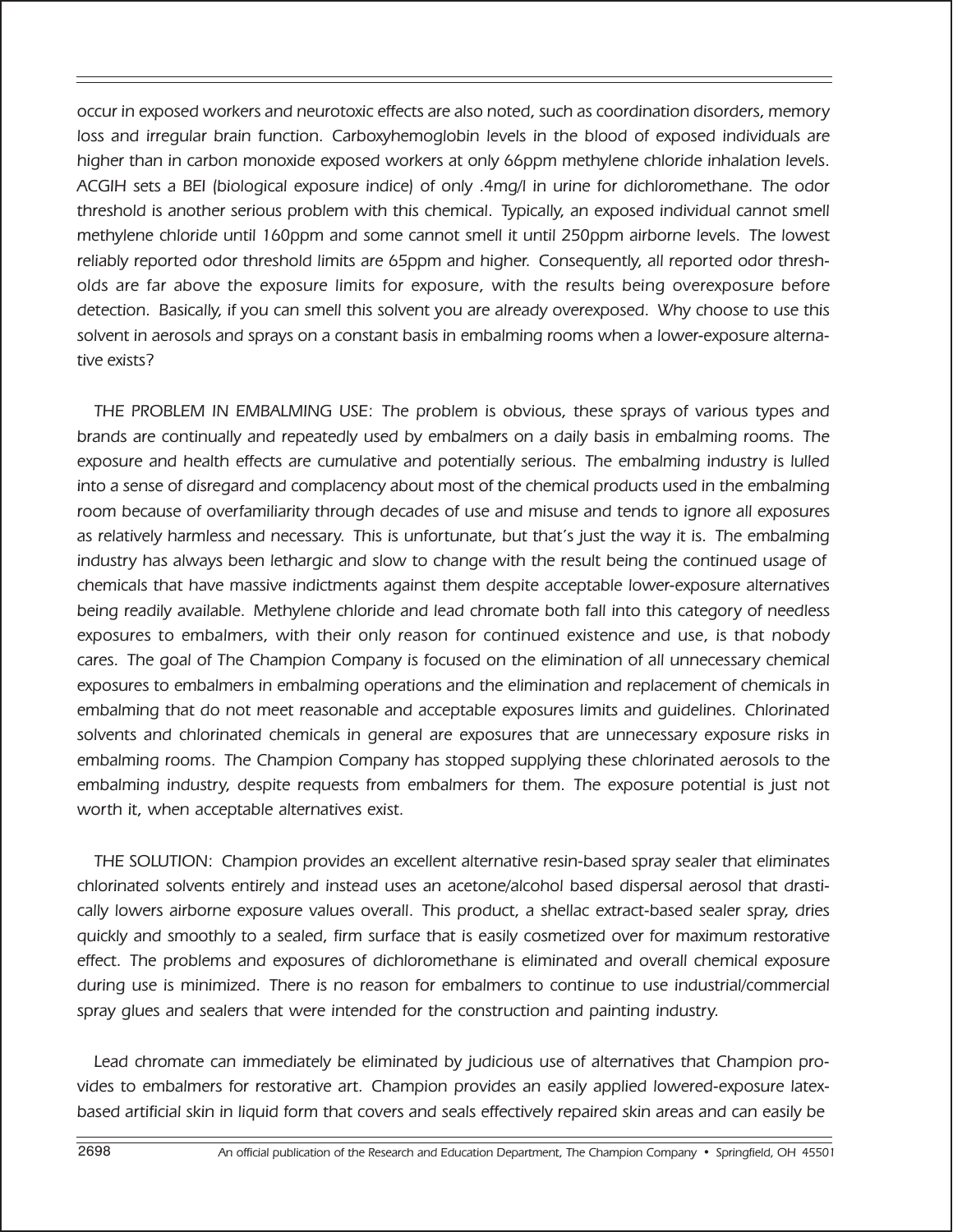occur in exposed workers and neurotoxic effects are also noted, such as coordination disorders, memory loss and irregular brain function. Carboxyhemoglobin levels in the blood of exposed individuals are higher than in carbon monoxide exposed workers at only 66ppm methylene chloride inhalation levels. ACGIH sets a BEI (biological exposure indice) of only .4mg/l in urine for dichloromethane. The odor threshold is another serious problem with this chemical. Typically, an exposed individual cannot smell methylene chloride until 160ppm and some cannot smell it until 250ppm airborne levels. The lowest reliably reported odor threshold limits are 65ppm and higher. Consequently, all reported odor thresholds are far above the exposure limits for exposure, with the results being overexposure before detection. Basically, if you can smell this solvent you are already overexposed. Why choose to use this solvent in aerosols and sprays on a constant basis in embalming rooms when a lower-exposure alternative exists?

THE PROBLEM IN EMBALMING USE: The problem is obvious, these sprays of various types and brands are continually and repeatedly used by embalmers on a daily basis in embalming rooms. The exposure and health effects are cumulative and potentially serious. The embalming industry is lulled into a sense of disregard and complacency about most of the chemical products used in the embalming room because of overfamiliarity through decades of use and misuse and tends to ignore all exposures as relatively harmless and necessary. This is unfortunate, but that's just the way it is. The embalming industry has always been lethargic and slow to change with the result being the continued usage of chemicals that have massive indictments against them despite acceptable lower-exposure alternatives being readily available. Methylene chloride and lead chromate both fall into this category of needless exposures to embalmers, with their only reason for continued existence and use, is that nobody cares. The goal of The Champion Company is focused on the elimination of all unnecessary chemical exposures to embalmers in embalming operations and the elimination and replacement of chemicals in embalming that do not meet reasonable and acceptable exposures limits and guidelines. Chlorinated solvents and chlorinated chemicals in general are exposures that are unnecessary exposure risks in embalming rooms. The Champion Company has stopped supplying these chlorinated aerosols to the embalming industry, despite requests from embalmers for them. The exposure potential is just not worth it, when acceptable alternatives exist.

THE SOLUTION: Champion provides an excellent alternative resin-based spray sealer that eliminates chlorinated solvents entirely and instead uses an acetone/alcohol based dispersal aerosol that drastically lowers airborne exposure values overall. This product, a shellac extract-based sealer spray, dries quickly and smoothly to a sealed, firm surface that is easily cosmetized over for maximum restorative effect. The problems and exposures of dichloromethane is eliminated and overall chemical exposure during use is minimized. There is no reason for embalmers to continue to use industrial/commercial spray glues and sealers that were intended for the construction and painting industry.

Lead chromate can immediately be eliminated by judicious use of alternatives that Champion provides to embalmers for restorative art. Champion provides an easily applied lowered-exposure latex-based artificial skin in liquid form that covers and seals effectively repaired skin areas and can easily be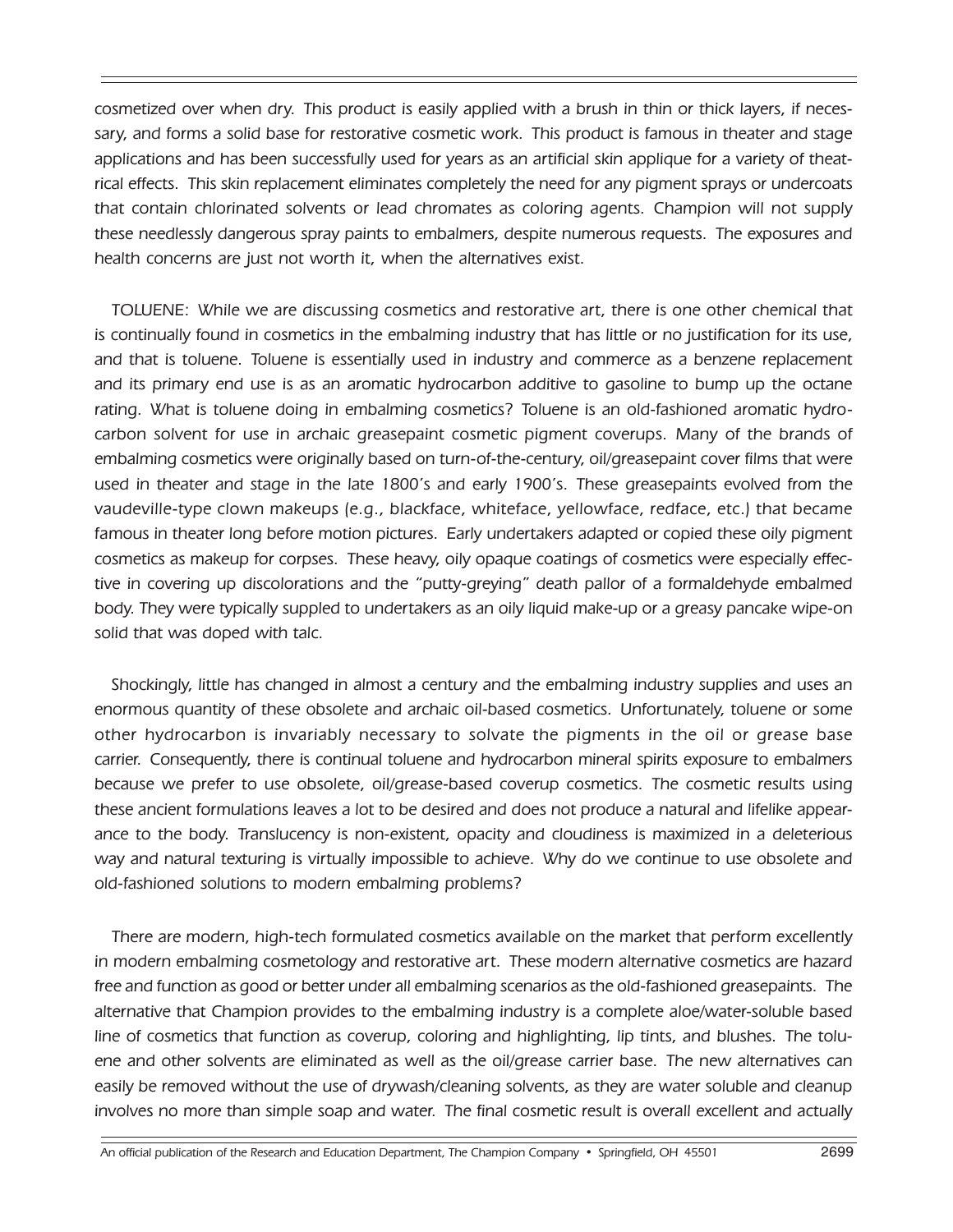*cosmetized over when dry. This product is easily applied with a brush in thin or thick layers, if necessary, and forms a solid base for restorative cosmetic work. This product is famous in theater and stage applications and has been successfully used for years as an artificial skin applique for a variety of theatrical effects. This skin replacement eliminates completely the need for any pigment sprays or undercoats that contain chlorinated solvents or lead chromates as coloring agents. Champion will not supply these needlessly dangerous spray paints to embalmers, despite numerous requests. The exposures and health concerns are just not worth it, when the alternatives exist.*

*TOLUENE: While we are discussing cosmetics and restorative art, there is one other chemical that is continually found in cosmetics in the embalming industry that has little or no justification for its use, and that is toluene. Toluene is essentially used in industry and commerce as a benzene replacement and its primary end use is as an aromatic hydrocarbon additive to gasoline to bump up the octane rating. What is toluene doing in embalming cosmetics? Toluene is an old-fashioned aromatic hydrocarbon solvent for use in archaic greasepaint cosmetic pigment coverups. Many of the brands of embalming cosmetics were originally based on turn-of-the-century, oil/greasepaint cover films that were used in theater and stage in the late 1800's and early 1900's. These greasepaints evolved from the vaudeville-type clown makeups (e.g., blackface, whiteface, yellowface, redface, etc.) that became famous in theater long before motion pictures. Early undertakers adapted or copied these oily pigment cosmetics as makeup for corpses. These heavy, oily opaque coatings of cosmetics were especially effective in covering up discolorations and the "putty-greying" death pallor of a formaldehyde embalmed body. They were typically suppled to undertakers as an oily liquid make-up or a greasy pancake wipe-on solid that was doped with talc.*

*Shockingly, little has changed in almost a century and the embalming industry supplies and uses an enormous quantity of these obsolete and archaic oil-based cosmetics. Unfortunately, toluene or some other hydrocarbon is invariably necessary to solvate the pigments in the oil or grease base carrier. Consequently, there is continual toluene and hydrocarbon mineral spirits exposure to embalmers because we prefer to use obsolete, oil/grease-based coverup cosmetics. The cosmetic results using these ancient formulations leaves a lot to be desired and does not produce a natural and lifelike appearance to the body. Translucency is non-existent, opacity and cloudiness is maximized in a deleterious way and natural texturing is virtually impossible to achieve. Why do we continue to use obsolete and old-fashioned solutions to modern embalming problems?*

*There are modern, high-tech formulated cosmetics available on the market that perform excellently in modern embalming cosmetology and restorative art. These modern alternative cosmetics are hazard free and function as good or better under all embalming scenarios as the old-fashioned greasepaints. The alternative that Champion provides to the embalming industry is a complete aloe/water-soluble based line of cosmetics that function as coverup, coloring and highlighting, lip tints, and blushes. The toluene and other solvents are eliminated as well as the oil/grease carrier base. The new alternatives can easily be removed without the use of drywash/cleaning solvents, as they are water soluble and cleanup involves no more than simple soap and water. The final cosmetic result is overall excellent and actually*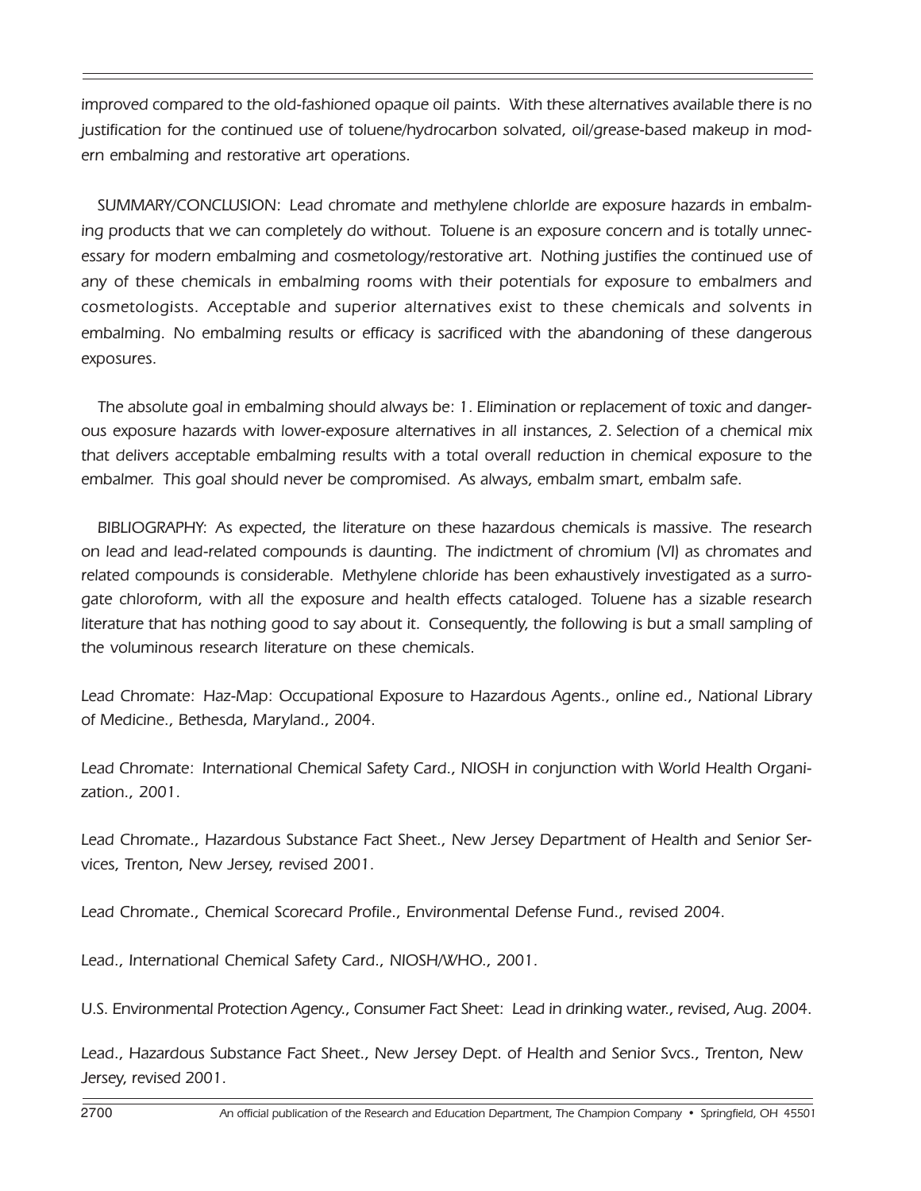improved compared to the old-fashioned opaque oil paints. With these alternatives available there is no justification for the continued use of toluene/hydrocarbon solvated, oil/grease-based makeup in modern embalming and restorative art operations.

SUMMARY/CONCLUSION: Lead chromate and methylene chloride are exposure hazards in embalming products that we can completely do without. Toluene is an exposure concern and is totally unnecessary for modern embalming and cosmetology/restorative art. Nothing justifies the continued use of any of these chemicals in embalming rooms with their potentials for exposure to embalmers and cosmetologists. Acceptable and superior alternatives exist to these chemicals and solvents in embalming. No embalming results or efficacy is sacrificed with the abandoning of these dangerous exposures.

The absolute goal in embalming should always be: 1. Elimination or replacement of toxic and dangerous exposure hazards with lower-exposure alternatives in all instances, 2. Selection of a chemical mix that delivers acceptable embalming results with a total overall reduction in chemical exposure to the embalmer. This goal should never be compromised. As always, embalm smart, embalm safe.

BIBLIOGRAPHY: As expected, the literature on these hazardous chemicals is massive. The research on lead and lead-related compounds is daunting. The indictment of chromium (VI) as chromates and related compounds is considerable. Methylene chloride has been exhaustively investigated as a surrogate chloroform, with all the exposure and health effects cataloged. Toluene has a sizable research literature that has nothing good to say about it. Consequently, the following is but a small sampling of the voluminous research literature on these chemicals.

Lead Chromate: Haz-Map: Occupational Exposure to Hazardous Agents., online ed., National Library of Medicine., Bethesda, Maryland., 2004.

Lead Chromate: International Chemical Safety Card., NIOSH in conjunction with World Health Organization., 2001.

Lead Chromate., Hazardous Substance Fact Sheet., New Jersey Department of Health and Senior Services, Trenton, New Jersey, revised 2001.

Lead Chromate., Chemical Scorecard Profile., Environmental Defense Fund., revised 2004.

Lead., International Chemical Safety Card., NIOSH/WHO., 2001.

U.S. Environmental Protection Agency., Consumer Fact Sheet: Lead in drinking water., revised, Aug. 2004.

Lead., Hazardous Substance Fact Sheet., New Jersey Dept. of Health and Senior Svcs., Trenton, New Jersey, revised 2001.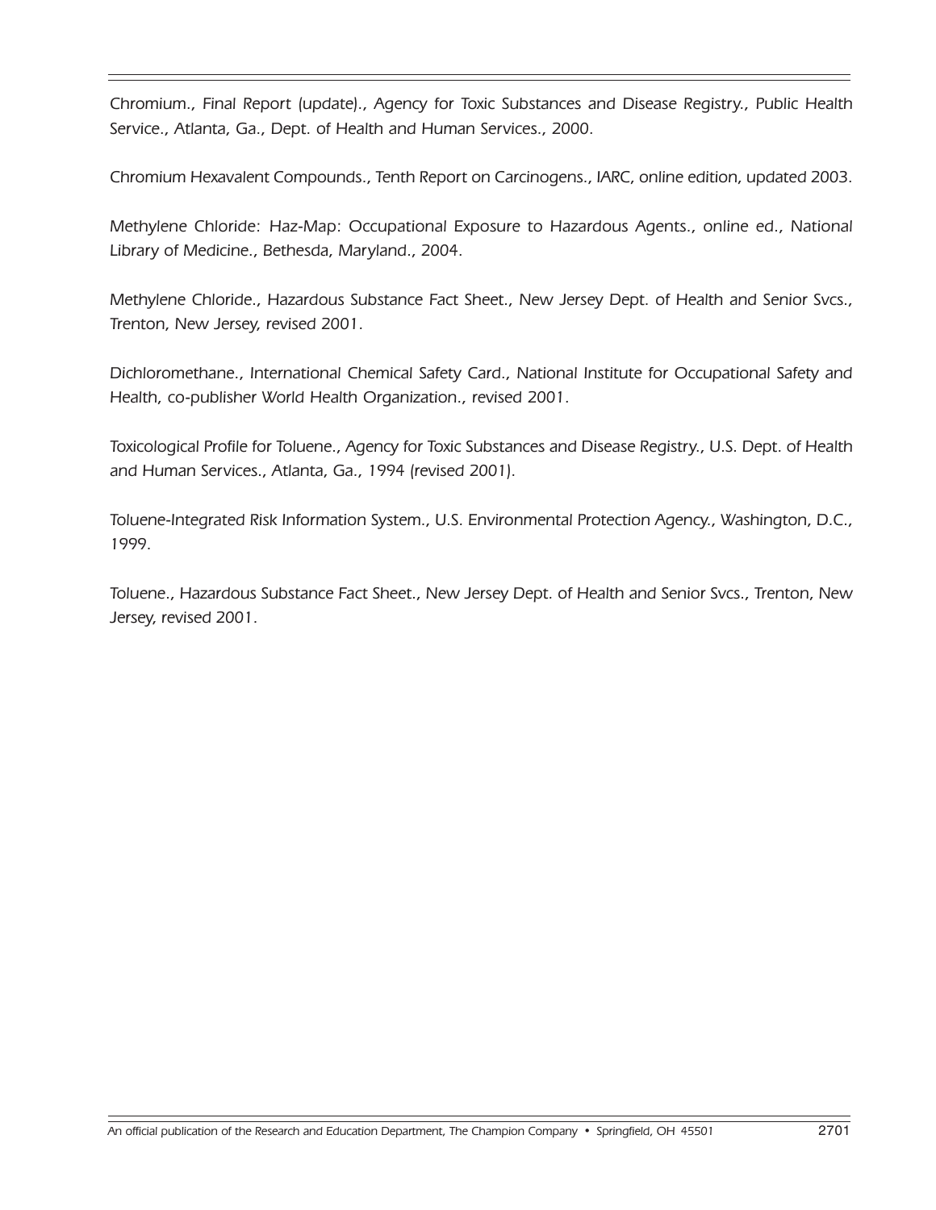*Chromium., Final Report (update)., Agency for Toxic Substances and Disease Registry., Public Health Service., Atlanta, Ga., Dept. of Health and Human Services., 2000.*

*Chromium Hexavalent Compounds., Tenth Report on Carcinogens., IARC, online edition, updated 2003.*

*Methylene Chloride: Haz-Map: Occupational Exposure to Hazardous Agents., online ed., National Library of Medicine., Bethesda, Maryland., 2004.*

*Methylene Chloride., Hazardous Substance Fact Sheet., New Jersey Dept. of Health and Senior Svcs., Trenton, New Jersey, revised 2001.*

*Dichloromethane., International Chemical Safety Card., National Institute for Occupational Safety and Health, co-publisher World Health Organization., revised 2001.*

*Toxicological Profile for Toluene., Agency for Toxic Substances and Disease Registry., U.S. Dept. of Health and Human Services., Atlanta, Ga., 1994 (revised 2001).*

*Toluene-Integrated Risk Information System., U.S. Environmental Protection Agency., Washington, D.C., 1999.*

*Toluene., Hazardous Substance Fact Sheet., New Jersey Dept. of Health and Senior Svcs., Trenton, New Jersey, revised 2001.*